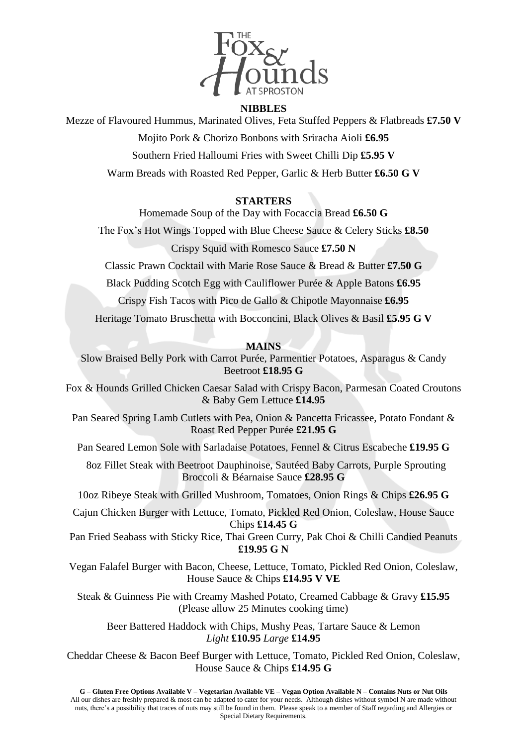# The Fox & Hounds at Sproston

## NIBBLES

Mezze of Flavoured Hummus, Marinated Olives, Feta Stuffed Peppers & Flatbreads **£7.50 V**

Mojito Pork & Chorizo Bonbons with Sriracha Aioli **£6.95**

Southern Fried Halloumi Fries with Sweet Chilli Dip **£5.95 V**

Warm Breads with Roasted Red Pepper, Garlic & Herb Butter **£6.50 G V**

## STARTERS

Homemade Soup of the Day with Focaccia Bread **£6.50 G**

The Fox's Hot Wings Topped with Blue Cheese Sauce & Celery Sticks **£8.50**

Crispy Squid with Romesco Sauce **£7.50 N**

Classic Prawn Cocktail with Marie Rose Sauce & Bread & Butter **£7.50 G**

Black Pudding Scotch Egg with Cauliflower Purée & Apple Batons **£6.95**

Crispy Fish Tacos with Pico de Gallo & Chipotle Mayonnaise **£6.95**

Heritage Tomato Bruschetta with Bocconcini, Black Olives & Basil **£5.95 G V**

## MAINS

Slow Braised Belly Pork with Carrot Purée, Parmentier Potatoes, Asparagus & Candy Beetroot **£18.95 G**

Fox & Hounds Grilled Chicken Caesar Salad with Crispy Bacon, Parmesan Coated Croutons & Baby Gem Lettuce **£14.95**

Pan Seared Spring Lamb Cutlets with Pea, Onion & Pancetta Fricassee, Potato Fondant & Roast Red Pepper Purée **£21.95 G**

Pan Seared Lemon Sole with Sarladaise Potatoes, Fennel & Citrus Escabeche **£19.95 G**

8oz Fillet Steak with Beetroot Dauphinoise, Sautéed Baby Carrots, Purple Sprouting Broccoli & Béarnaise Sauce **£28.95 G**

10oz Ribeye Steak with Grilled Mushroom, Tomatoes, Onion Rings & Chips **£26.95 G**

Cajun Chicken Burger with Lettuce, Tomato, Pickled Red Onion, Coleslaw, House Sauce Chips **£14.45 G**

Pan Fried Seabass with Sticky Rice, Thai Green Curry, Pak Choi & Chilli Candied Peanuts **£19.95 G N**

Vegan Falafel Burger with Bacon, Cheese, Lettuce, Tomato, Pickled Red Onion, Coleslaw, House Sauce & Chips **£14.95 V VE**

Steak & Guinness Pie with Creamy Mashed Potato, Creamed Cabbage & Gravy **£15.95**
(Please allow 25 Minutes cooking time)

Beer Battered Haddock with Chips, Mushy Peas, Tartare Sauce & Lemon
*Light* **£10.95** *Large* **£14.95**

Cheddar Cheese & Bacon Beef Burger with Lettuce, Tomato, Pickled Red Onion, Coleslaw, House Sauce & Chips **£14.95 G**

**G – Gluten Free Options Available V – Vegetarian Available VE – Vegan Option Available N – Contains Nuts or Nut Oils**
All our dishes are freshly prepared & most can be adapted to cater for your needs. Although dishes without symbol N are made without nuts, there's a possibility that traces of nuts may still be found in them. Please speak to a member of Staff regarding and Allergies or Special Dietary Requirements.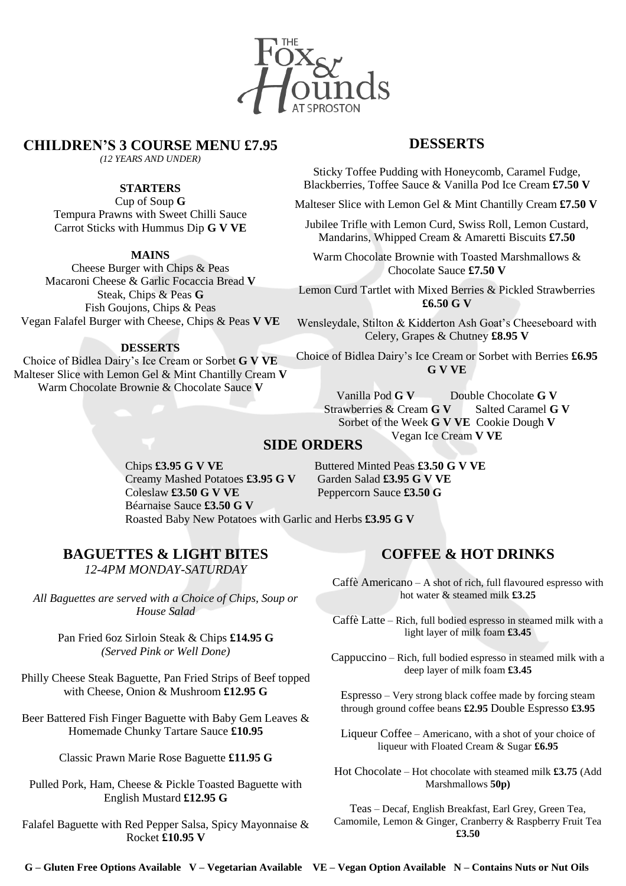THE

# Fox & Hounds

AT SPROSTON

## CHILDREN'S 3 COURSE MENU £7.95

*(12 YEARS AND UNDER)*

### STARTERS

Cup of Soup **G**
Tempura Prawns with Sweet Chilli Sauce
Carrot Sticks with Hummus Dip **G V VE**

### MAINS

Cheese Burger with Chips & Peas
Macaroni Cheese & Garlic Focaccia Bread **V**
Steak, Chips & Peas **G**
Fish Goujons, Chips & Peas
Vegan Falafel Burger with Cheese, Chips & Peas **V VE**

### DESSERTS

Choice of Bidlea Dairy's Ice Cream or Sorbet **G V VE**
Malteser Slice with Lemon Gel & Mint Chantilly Cream **V**
Warm Chocolate Brownie & Chocolate Sauce **V**

## DESSERTS

Sticky Toffee Pudding with Honeycomb, Caramel Fudge, Blackberries, Toffee Sauce & Vanilla Pod Ice Cream **£7.50 V**

Malteser Slice with Lemon Gel & Mint Chantilly Cream **£7.50 V**

Jubilee Trifle with Lemon Curd, Swiss Roll, Lemon Custard, Mandarins, Whipped Cream & Amaretti Biscuits **£7.50**

Warm Chocolate Brownie with Toasted Marshmallows & Chocolate Sauce **£7.50 V**

Lemon Curd Tartlet with Mixed Berries & Pickled Strawberries **£6.50 G V**

Wensleydale, Stilton & Kidderton Ash Goat's Cheeseboard with Celery, Grapes & Chutney **£8.95 V**

Choice of Bidlea Dairy's Ice Cream or Sorbet with Berries **£6.95 G V VE**

Vanilla Pod **G V** Double Chocolate **G V**
Strawberries & Cream **G V** Salted Caramel **G V**
Sorbet of the Week **G V VE** Cookie Dough **V**
Vegan Ice Cream **V VE**

## SIDE ORDERS

Chips **£3.95 G V VE**
Buttered Minted Peas **£3.50 G V VE**
Creamy Mashed Potatoes **£3.95 G V**
Garden Salad **£3.95 G V VE**
Coleslaw **£3.50 G V VE**
Peppercorn Sauce **£3.50 G**
Béarnaise Sauce **£3.50 G V**
Roasted Baby New Potatoes with Garlic and Herbs **£3.95 G V**

## BAGUETTES & LIGHT BITES

*12-4PM MONDAY-SATURDAY*

*All Baguettes are served with a Choice of Chips, Soup or House Salad*

Pan Fried 6oz Sirloin Steak & Chips **£14.95 G**
*(Served Pink or Well Done)*

Philly Cheese Steak Baguette, Pan Fried Strips of Beef topped with Cheese, Onion & Mushroom **£12.95 G**

Beer Battered Fish Finger Baguette with Baby Gem Leaves & Homemade Chunky Tartare Sauce **£10.95**

Classic Prawn Marie Rose Baguette **£11.95 G**

Pulled Pork, Ham, Cheese & Pickle Toasted Baguette with English Mustard **£12.95 G**

Falafel Baguette with Red Pepper Salsa, Spicy Mayonnaise & Rocket **£10.95 V**

## COFFEE & HOT DRINKS

Caffè Americano – A shot of rich, full flavoured espresso with hot water & steamed milk **£3.25**

Caffè Latte – Rich, full bodied espresso in steamed milk with a light layer of milk foam **£3.45**

Cappuccino – Rich, full bodied espresso in steamed milk with a deep layer of milk foam **£3.45**

Espresso – Very strong black coffee made by forcing steam through ground coffee beans **£2.95** Double Espresso **£3.95**

Liqueur Coffee – Americano, with a shot of your choice of liqueur with Floated Cream & Sugar **£6.95**

Hot Chocolate – Hot chocolate with steamed milk **£3.75** (Add Marshmallows **50p)**

Teas – Decaf, English Breakfast, Earl Grey, Green Tea, Camomile, Lemon & Ginger, Cranberry & Raspberry Fruit Tea **£3.50**

**G – Gluten Free Options Available V – Vegetarian Available VE – Vegan Option Available N – Contains Nuts or Nut Oils**